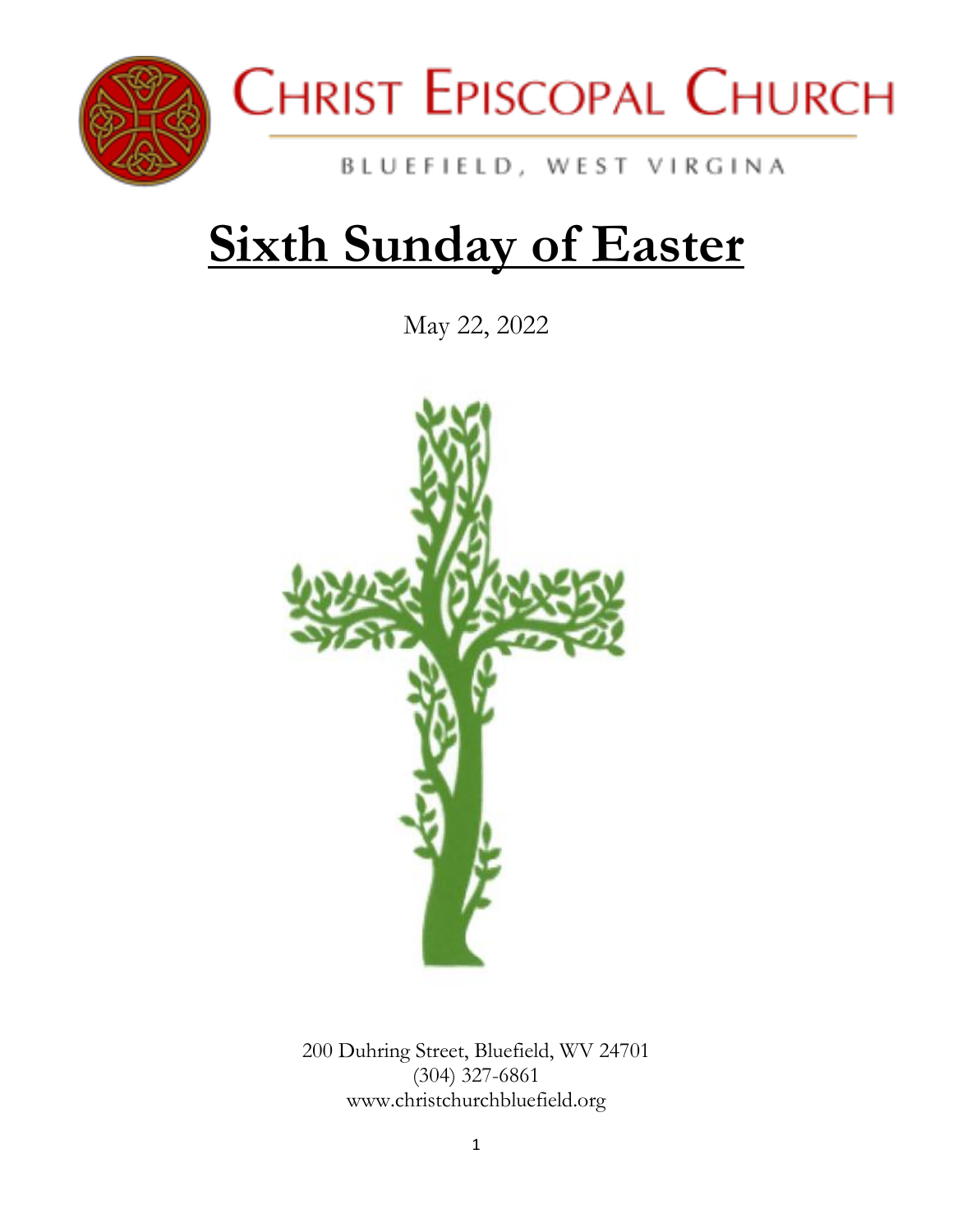# Christ Episcopal Church

BLUEFIELD, WEST VIRGINIA

# Sixth Sunday of Easter

May 22, 2022

200 Duhring Street, Bluefield, WV 24701
(304) 327-6861
www.christchurchbluefield.org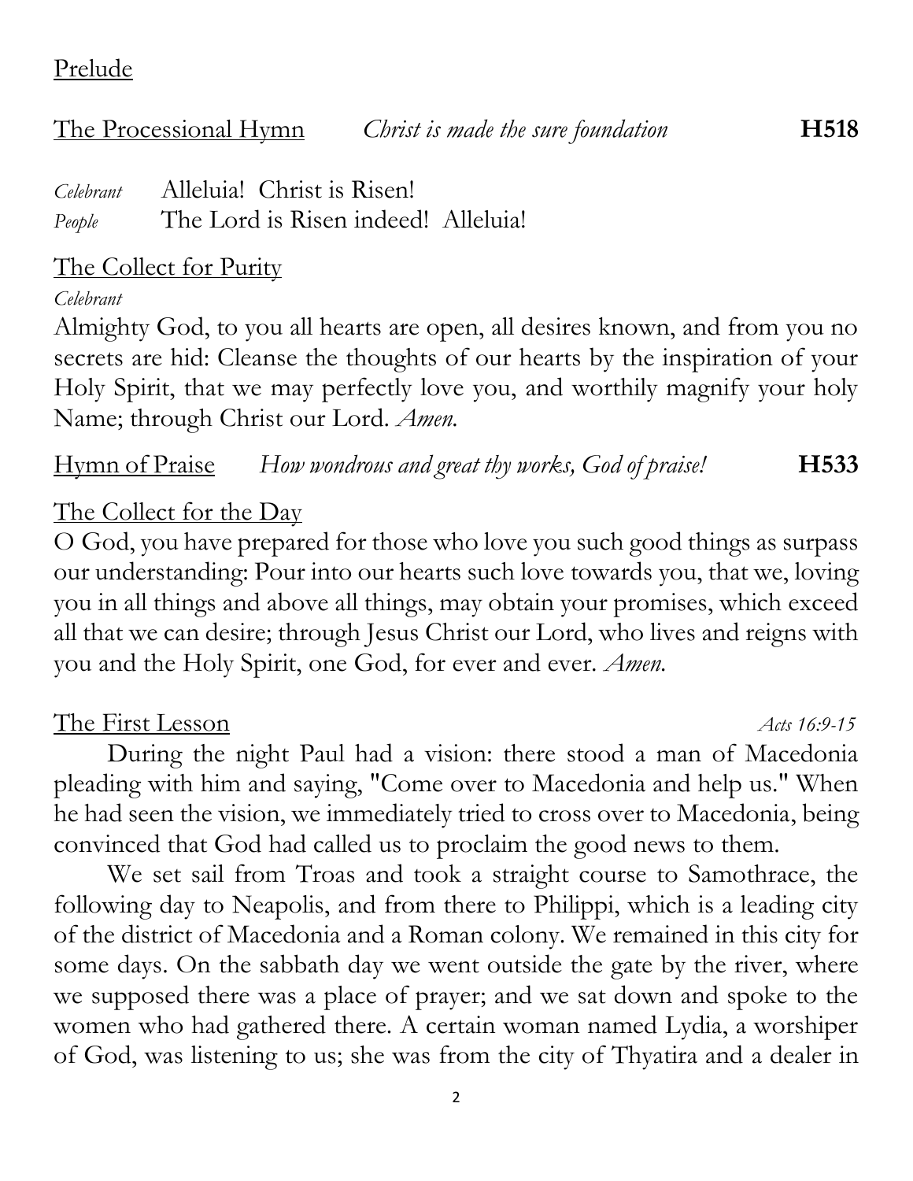## Prelude

## The Processional Hymn *Christ is made the sure foundation* **H518**

*Celebrant* Alleluia! Christ is Risen!
*People* The Lord is Risen indeed! Alleluia!

## The Collect for Purity

*Celebrant*
Almighty God, to you all hearts are open, all desires known, and from you no secrets are hid: Cleanse the thoughts of our hearts by the inspiration of your Holy Spirit, that we may perfectly love you, and worthily magnify your holy Name; through Christ our Lord. *Amen.*

## Hymn of Praise *How wondrous and great thy works, God of praise!* **H533**

## The Collect for the Day

O God, you have prepared for those who love you such good things as surpass our understanding: Pour into our hearts such love towards you, that we, loving you in all things and above all things, may obtain your promises, which exceed all that we can desire; through Jesus Christ our Lord, who lives and reigns with you and the Holy Spirit, one God, for ever and ever. *Amen.*

## The First Lesson *Acts 16:9-15*

During the night Paul had a vision: there stood a man of Macedonia pleading with him and saying, "Come over to Macedonia and help us." When he had seen the vision, we immediately tried to cross over to Macedonia, being convinced that God had called us to proclaim the good news to them.

We set sail from Troas and took a straight course to Samothrace, the following day to Neapolis, and from there to Philippi, which is a leading city of the district of Macedonia and a Roman colony. We remained in this city for some days. On the sabbath day we went outside the gate by the river, where we supposed there was a place of prayer; and we sat down and spoke to the women who had gathered there. A certain woman named Lydia, a worshiper of God, was listening to us; she was from the city of Thyatira and a dealer in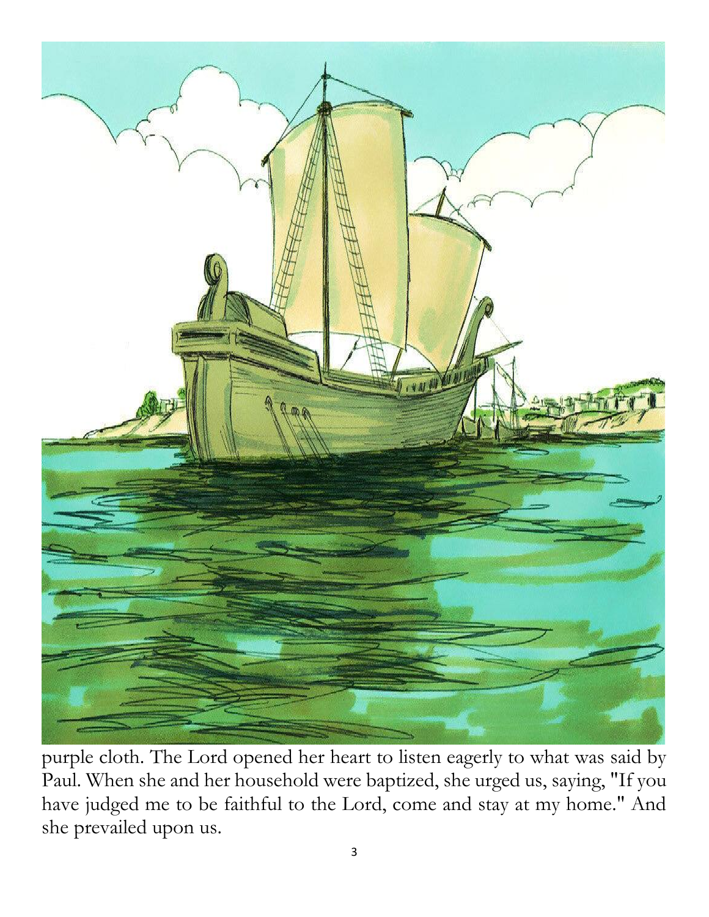purple cloth. The Lord opened her heart to listen eagerly to what was said by Paul. When she and her household were baptized, she urged us, saying, "If you have judged me to be faithful to the Lord, come and stay at my home." And she prevailed upon us.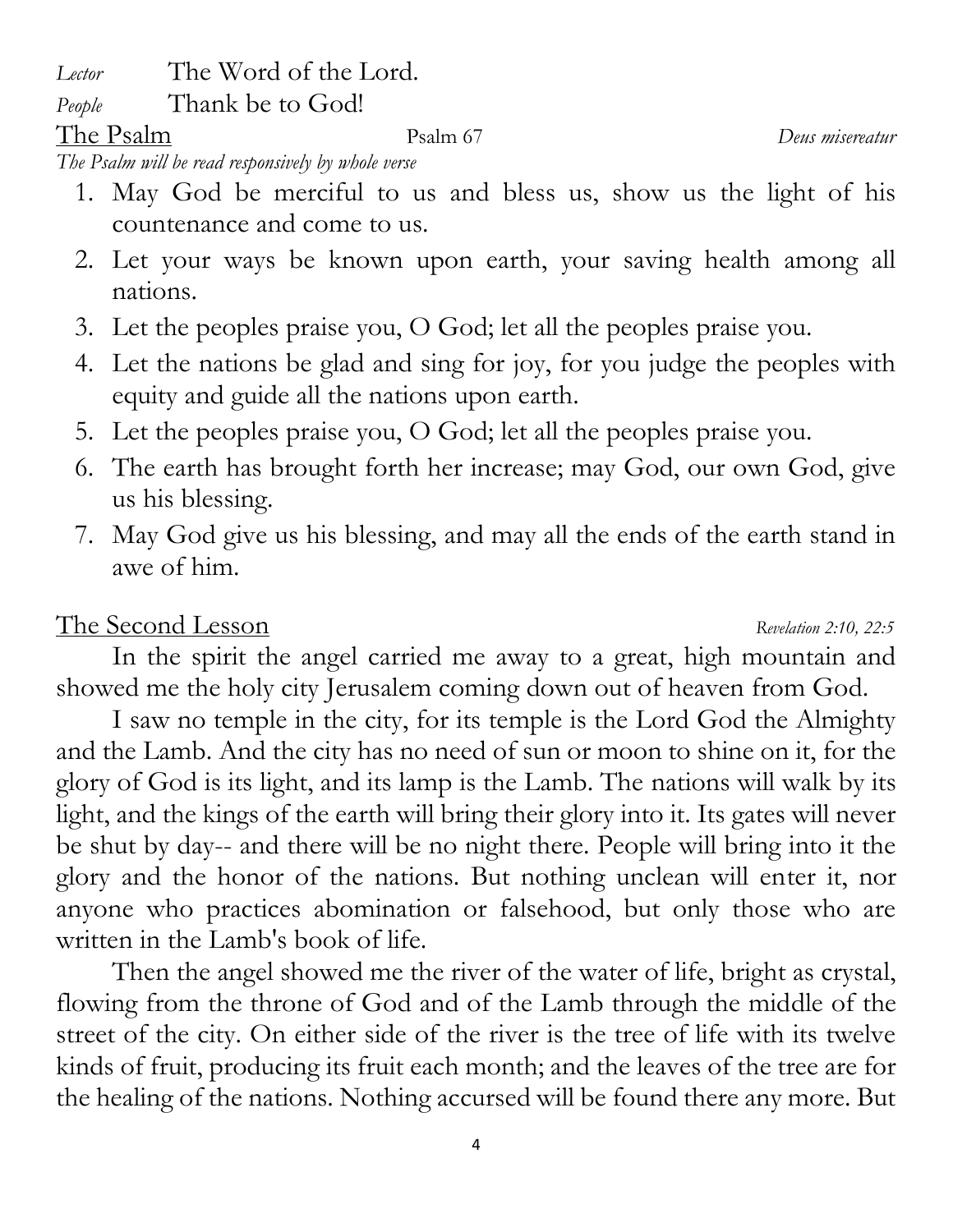*Lector* The Word of the Lord.

*People* Thank be to God!

The Psalm Psalm 67 *Deus misereatur*

*The Psalm will be read responsively by whole verse*

1. May God be merciful to us and bless us, show us the light of his countenance and come to us.
2. Let your ways be known upon earth, your saving health among all nations.
3. Let the peoples praise you, O God; let all the peoples praise you.
4. Let the nations be glad and sing for joy, for you judge the peoples with equity and guide all the nations upon earth.
5. Let the peoples praise you, O God; let all the peoples praise you.
6. The earth has brought forth her increase; may God, our own God, give us his blessing.
7. May God give us his blessing, and may all the ends of the earth stand in awe of him.

The Second Lesson *Revelation 2:10, 22:5*

In the spirit the angel carried me away to a great, high mountain and showed me the holy city Jerusalem coming down out of heaven from God.

I saw no temple in the city, for its temple is the Lord God the Almighty and the Lamb. And the city has no need of sun or moon to shine on it, for the glory of God is its light, and its lamp is the Lamb. The nations will walk by its light, and the kings of the earth will bring their glory into it. Its gates will never be shut by day-- and there will be no night there. People will bring into it the glory and the honor of the nations. But nothing unclean will enter it, nor anyone who practices abomination or falsehood, but only those who are written in the Lamb's book of life.

Then the angel showed me the river of the water of life, bright as crystal, flowing from the throne of God and of the Lamb through the middle of the street of the city. On either side of the river is the tree of life with its twelve kinds of fruit, producing its fruit each month; and the leaves of the tree are for the healing of the nations. Nothing accursed will be found there any more. But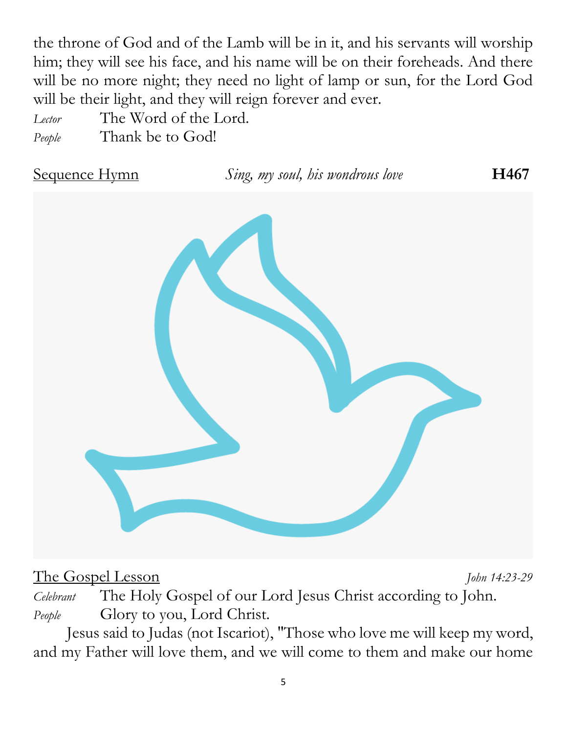the throne of God and of the Lamb will be in it, and his servants will worship him; they will see his face, and his name will be on their foreheads. And there will be no more night; they need no light of lamp or sun, for the Lord God will be their light, and they will reign forever and ever.

*Lector* The Word of the Lord.
*People* Thank be to God!

<u>Sequence Hymn</u> *Sing, my soul, his wondrous love* **H467**

<u>The Gospel Lesson</u> *John 14:23-29*

*Celebrant* The Holy Gospel of our Lord Jesus Christ according to John.
*People* Glory to you, Lord Christ.

Jesus said to Judas (not Iscariot), "Those who love me will keep my word, and my Father will love them, and we will come to them and make our home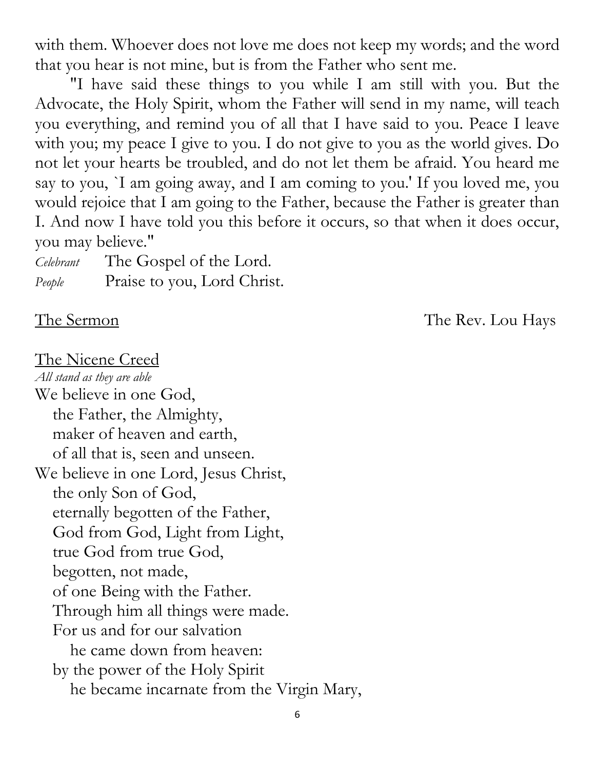with them. Whoever does not love me does not keep my words; and the word that you hear is not mine, but is from the Father who sent me.

"I have said these things to you while I am still with you. But the Advocate, the Holy Spirit, whom the Father will send in my name, will teach you everything, and remind you of all that I have said to you. Peace I leave with you; my peace I give to you. I do not give to you as the world gives. Do not let your hearts be troubled, and do not let them be afraid. You heard me say to you, `I am going away, and I am coming to you.' If you loved me, you would rejoice that I am going to the Father, because the Father is greater than I. And now I have told you this before it occurs, so that when it does occur, you may believe."

*Celebrant* The Gospel of the Lord.
*People* Praise to you, Lord Christ.

The Sermon — The Rev. Lou Hays

The Nicene Creed

*All stand as they are able*

We believe in one God,
the Father, the Almighty,
maker of heaven and earth,
of all that is, seen and unseen.
We believe in one Lord, Jesus Christ,
the only Son of God,
eternally begotten of the Father,
God from God, Light from Light,
true God from true God,
begotten, not made,
of one Being with the Father.
Through him all things were made.
For us and for our salvation
he came down from heaven:
by the power of the Holy Spirit
he became incarnate from the Virgin Mary,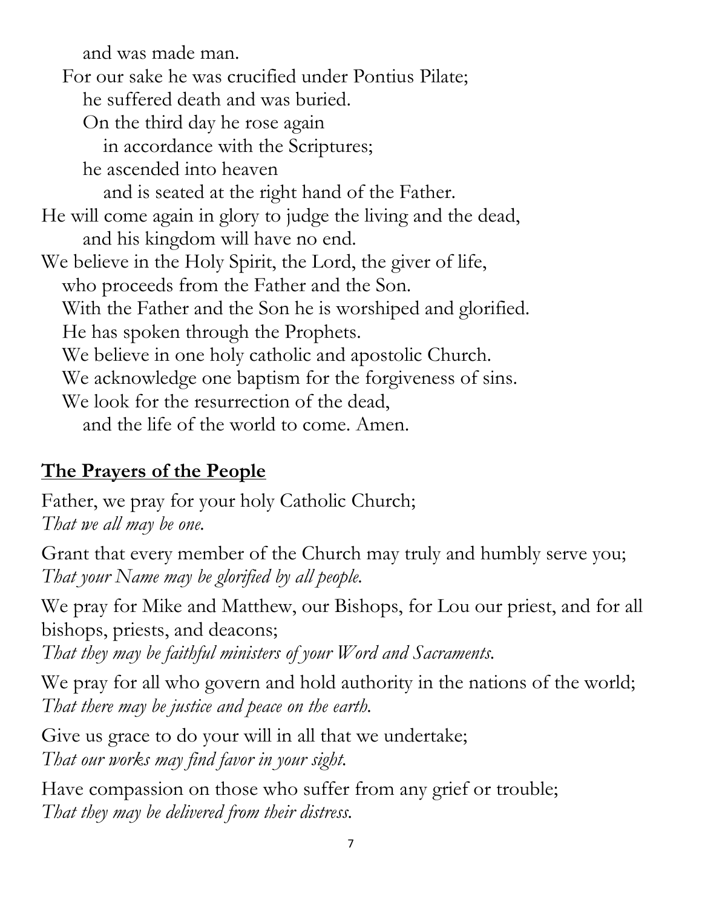and was made man.
For our sake he was crucified under Pontius Pilate;
he suffered death and was buried.
On the third day he rose again
in accordance with the Scriptures;
he ascended into heaven
and is seated at the right hand of the Father.
He will come again in glory to judge the living and the dead,
and his kingdom will have no end.
We believe in the Holy Spirit, the Lord, the giver of life,
who proceeds from the Father and the Son.
With the Father and the Son he is worshiped and glorified.
He has spoken through the Prophets.
We believe in one holy catholic and apostolic Church.
We acknowledge one baptism for the forgiveness of sins.
We look for the resurrection of the dead,
and the life of the world to come. Amen.

## **The Prayers of the People**

Father, we pray for your holy Catholic Church;
*That we all may be one.*

Grant that every member of the Church may truly and humbly serve you;
*That your Name may be glorified by all people.*

We pray for Mike and Matthew, our Bishops, for Lou our priest, and for all bishops, priests, and deacons;
*That they may be faithful ministers of your Word and Sacraments.*

We pray for all who govern and hold authority in the nations of the world;
*That there may be justice and peace on the earth.*

Give us grace to do your will in all that we undertake;
*That our works may find favor in your sight.*

Have compassion on those who suffer from any grief or trouble;
*That they may be delivered from their distress.*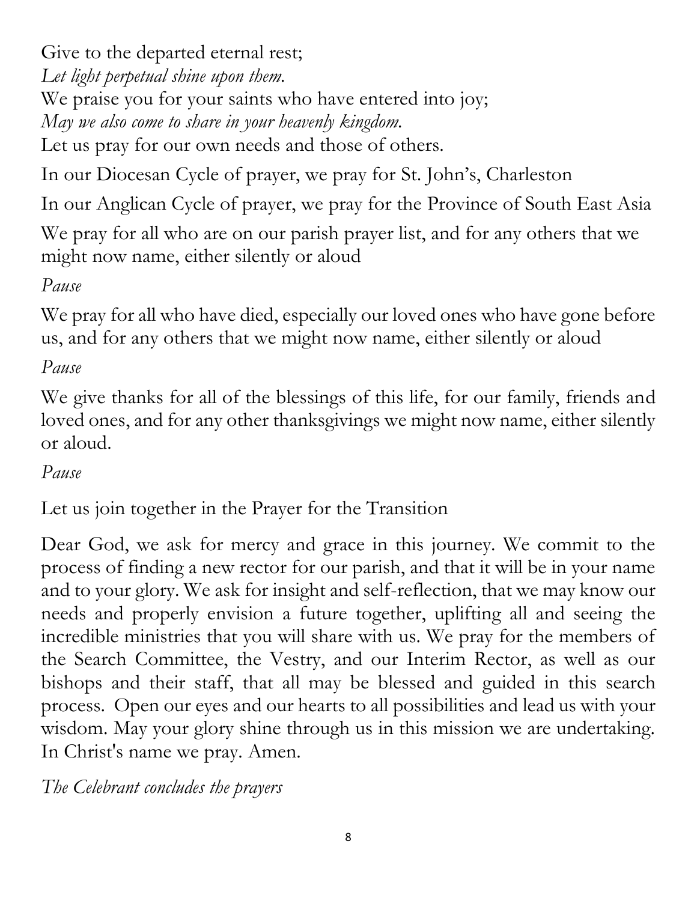Give to the departed eternal rest;  
*Let light perpetual shine upon them.*  
We praise you for your saints who have entered into joy;  
*May we also come to share in your heavenly kingdom.*  
Let us pray for our own needs and those of others.

In our Diocesan Cycle of prayer, we pray for St. John's, Charleston

In our Anglican Cycle of prayer, we pray for the Province of South East Asia

We pray for all who are on our parish prayer list, and for any others that we might now name, either silently or aloud

*Pause*

We pray for all who have died, especially our loved ones who have gone before us, and for any others that we might now name, either silently or aloud

*Pause*

We give thanks for all of the blessings of this life, for our family, friends and loved ones, and for any other thanksgivings we might now name, either silently or aloud.

*Pause*

Let us join together in the Prayer for the Transition

Dear God, we ask for mercy and grace in this journey. We commit to the process of finding a new rector for our parish, and that it will be in your name and to your glory. We ask for insight and self-reflection, that we may know our needs and properly envision a future together, uplifting all and seeing the incredible ministries that you will share with us. We pray for the members of the Search Committee, the Vestry, and our Interim Rector, as well as our bishops and their staff, that all may be blessed and guided in this search process. Open our eyes and our hearts to all possibilities and lead us with your wisdom. May your glory shine through us in this mission we are undertaking. In Christ's name we pray. Amen.

*The Celebrant concludes the prayers*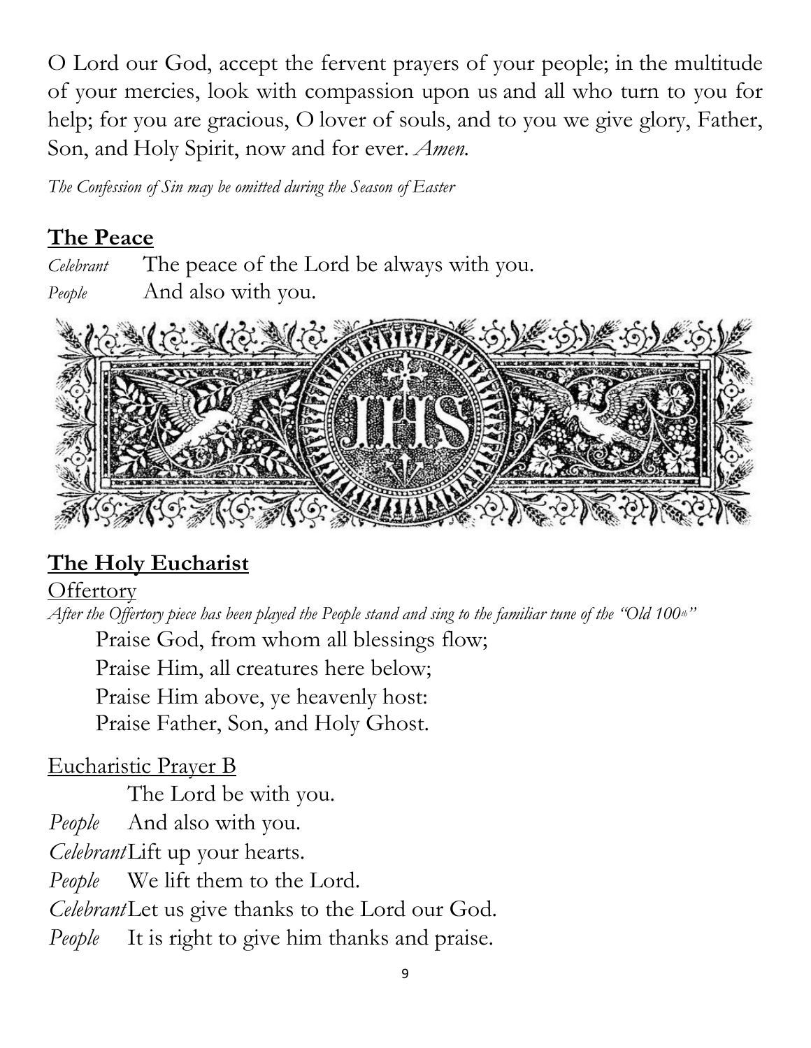O Lord our God, accept the fervent prayers of your people; in the multitude of your mercies, look with compassion upon us and all who turn to you for help; for you are gracious, O lover of souls, and to you we give glory, Father, Son, and Holy Spirit, now and for ever. *Amen.*

*The Confession of Sin may be omitted during the Season of Easter*

## The Peace

*Celebrant* The peace of the Lord be always with you.
*People* And also with you.

## The Holy Eucharist

Offertory

*After the Offertory piece has been played the People stand and sing to the familiar tune of the "Old 100th"*

Praise God, from whom all blessings flow;
Praise Him, all creatures here below;
Praise Him above, ye heavenly host:
Praise Father, Son, and Holy Ghost.

Eucharistic Prayer B

The Lord be with you.
*People* And also with you.
*Celebrant* Lift up your hearts.
*People* We lift them to the Lord.
*Celebrant* Let us give thanks to the Lord our God.
*People* It is right to give him thanks and praise.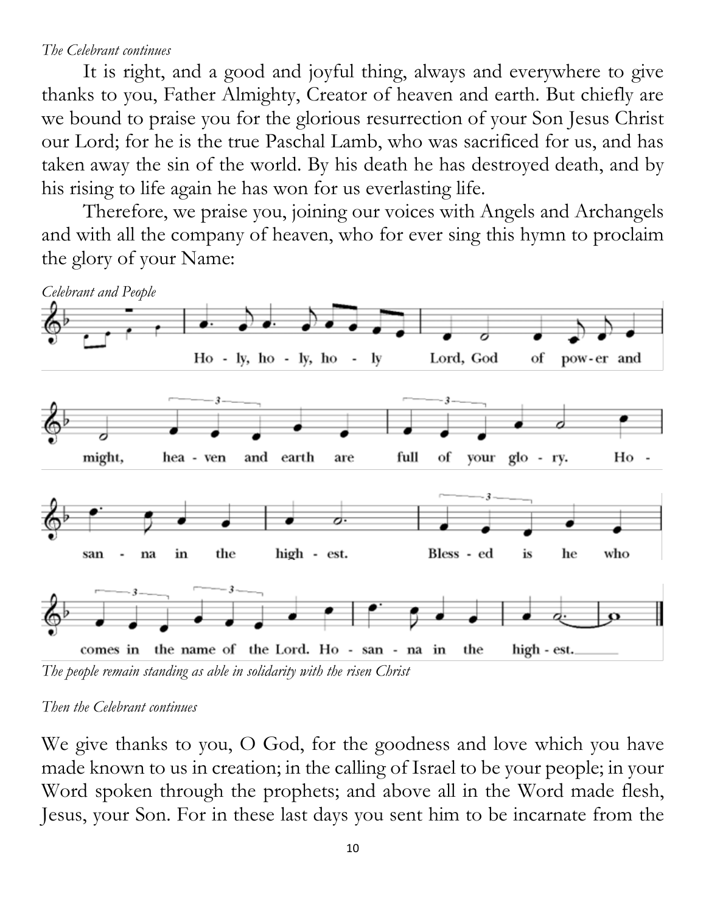*The Celebrant continues*

It is right, and a good and joyful thing, always and everywhere to give thanks to you, Father Almighty, Creator of heaven and earth. But chiefly are we bound to praise you for the glorious resurrection of your Son Jesus Christ our Lord; for he is the true Paschal Lamb, who was sacrificed for us, and has taken away the sin of the world. By his death he has destroyed death, and by his rising to life again he has won for us everlasting life.

Therefore, we praise you, joining our voices with Angels and Archangels and with all the company of heaven, who for ever sing this hymn to proclaim the glory of your Name:

*Celebrant and People*

Holy, holy, holy Lord, God of power and might, heaven and earth are full of your glory. Hosanna in the highest. Blessed is he who comes in the name of the Lord. Hosanna in the highest.

*The people remain standing as able in solidarity with the risen Christ*

*Then the Celebrant continues*

We give thanks to you, O God, for the goodness and love which you have made known to us in creation; in the calling of Israel to be your people; in your Word spoken through the prophets; and above all in the Word made flesh, Jesus, your Son. For in these last days you sent him to be incarnate from the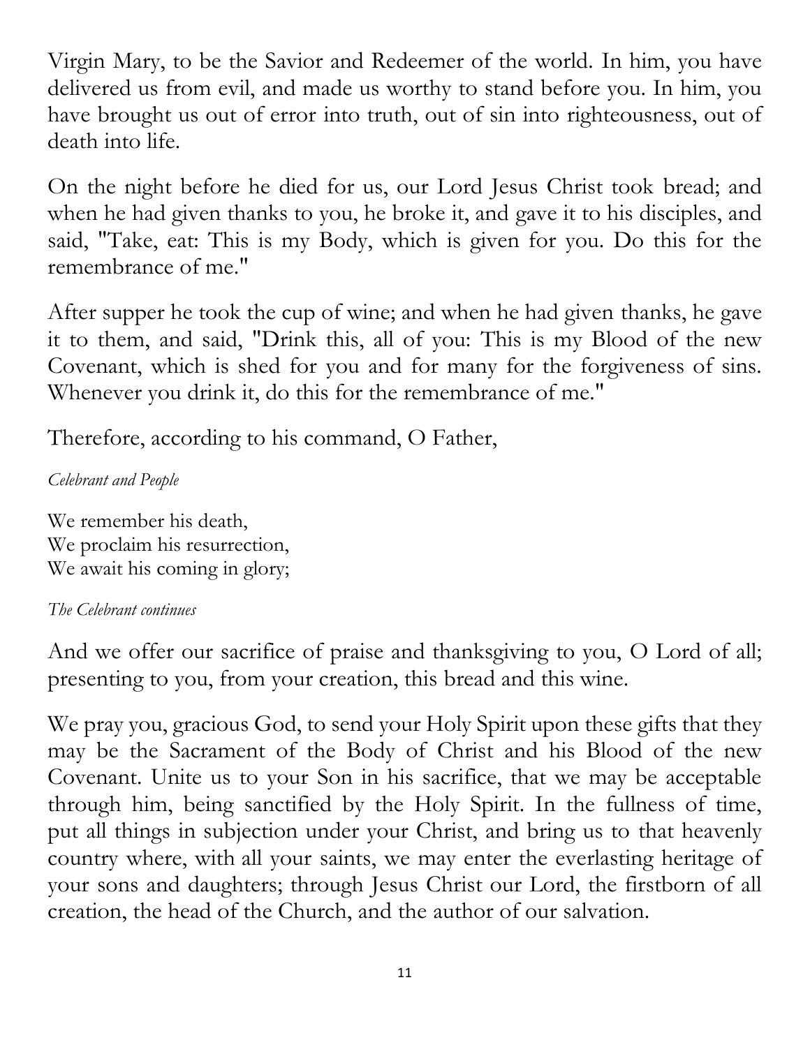Virgin Mary, to be the Savior and Redeemer of the world. In him, you have delivered us from evil, and made us worthy to stand before you. In him, you have brought us out of error into truth, out of sin into righteousness, out of death into life.

On the night before he died for us, our Lord Jesus Christ took bread; and when he had given thanks to you, he broke it, and gave it to his disciples, and said, "Take, eat: This is my Body, which is given for you. Do this for the remembrance of me."

After supper he took the cup of wine; and when he had given thanks, he gave it to them, and said, "Drink this, all of you: This is my Blood of the new Covenant, which is shed for you and for many for the forgiveness of sins. Whenever you drink it, do this for the remembrance of me."

Therefore, according to his command, O Father,

*Celebrant and People*

We remember his death,
We proclaim his resurrection,
We await his coming in glory;

*The Celebrant continues*

And we offer our sacrifice of praise and thanksgiving to you, O Lord of all; presenting to you, from your creation, this bread and this wine.

We pray you, gracious God, to send your Holy Spirit upon these gifts that they may be the Sacrament of the Body of Christ and his Blood of the new Covenant. Unite us to your Son in his sacrifice, that we may be acceptable through him, being sanctified by the Holy Spirit. In the fullness of time, put all things in subjection under your Christ, and bring us to that heavenly country where, with all your saints, we may enter the everlasting heritage of your sons and daughters; through Jesus Christ our Lord, the firstborn of all creation, the head of the Church, and the author of our salvation.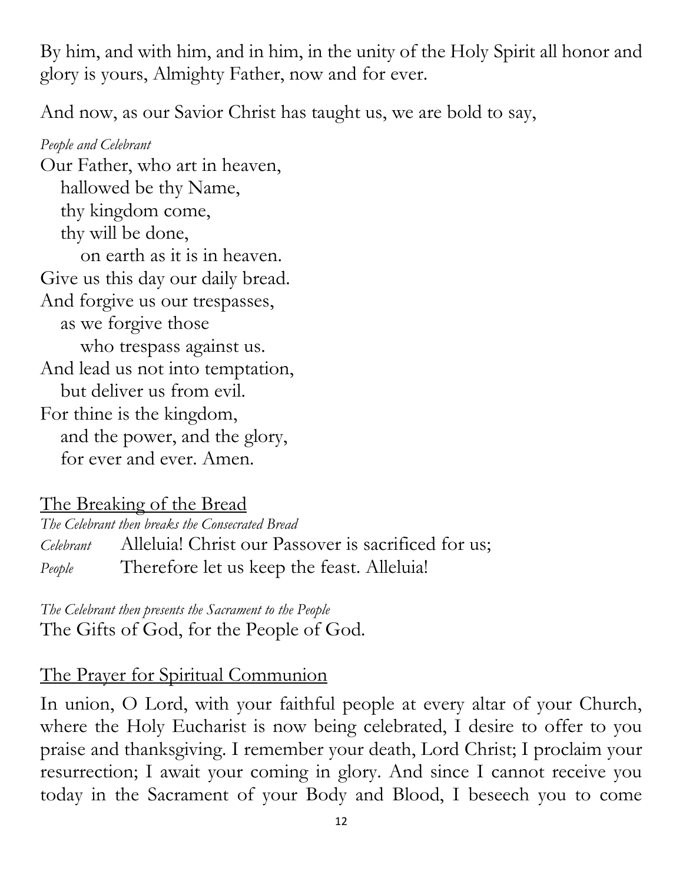By him, and with him, and in him, in the unity of the Holy Spirit all honor and glory is yours, Almighty Father, now and for ever.

And now, as our Savior Christ has taught us, we are bold to say,

*People and Celebrant*

Our Father, who art in heaven,  
hallowed be thy Name,  
thy kingdom come,  
thy will be done,  
on earth as it is in heaven.  
Give us this day our daily bread.  
And forgive us our trespasses,  
as we forgive those  
who trespass against us.  
And lead us not into temptation,  
but deliver us from evil.  
For thine is the kingdom,  
and the power, and the glory,  
for ever and ever. Amen.

## The Breaking of the Bread

*The Celebrant then breaks the Consecrated Bread*

*Celebrant* Alleluia! Christ our Passover is sacrificed for us;  
*People* Therefore let us keep the feast. Alleluia!

*The Celebrant then presents the Sacrament to the People*

The Gifts of God, for the People of God.

## The Prayer for Spiritual Communion

In union, O Lord, with your faithful people at every altar of your Church, where the Holy Eucharist is now being celebrated, I desire to offer to you praise and thanksgiving. I remember your death, Lord Christ; I proclaim your resurrection; I await your coming in glory. And since I cannot receive you today in the Sacrament of your Body and Blood, I beseech you to come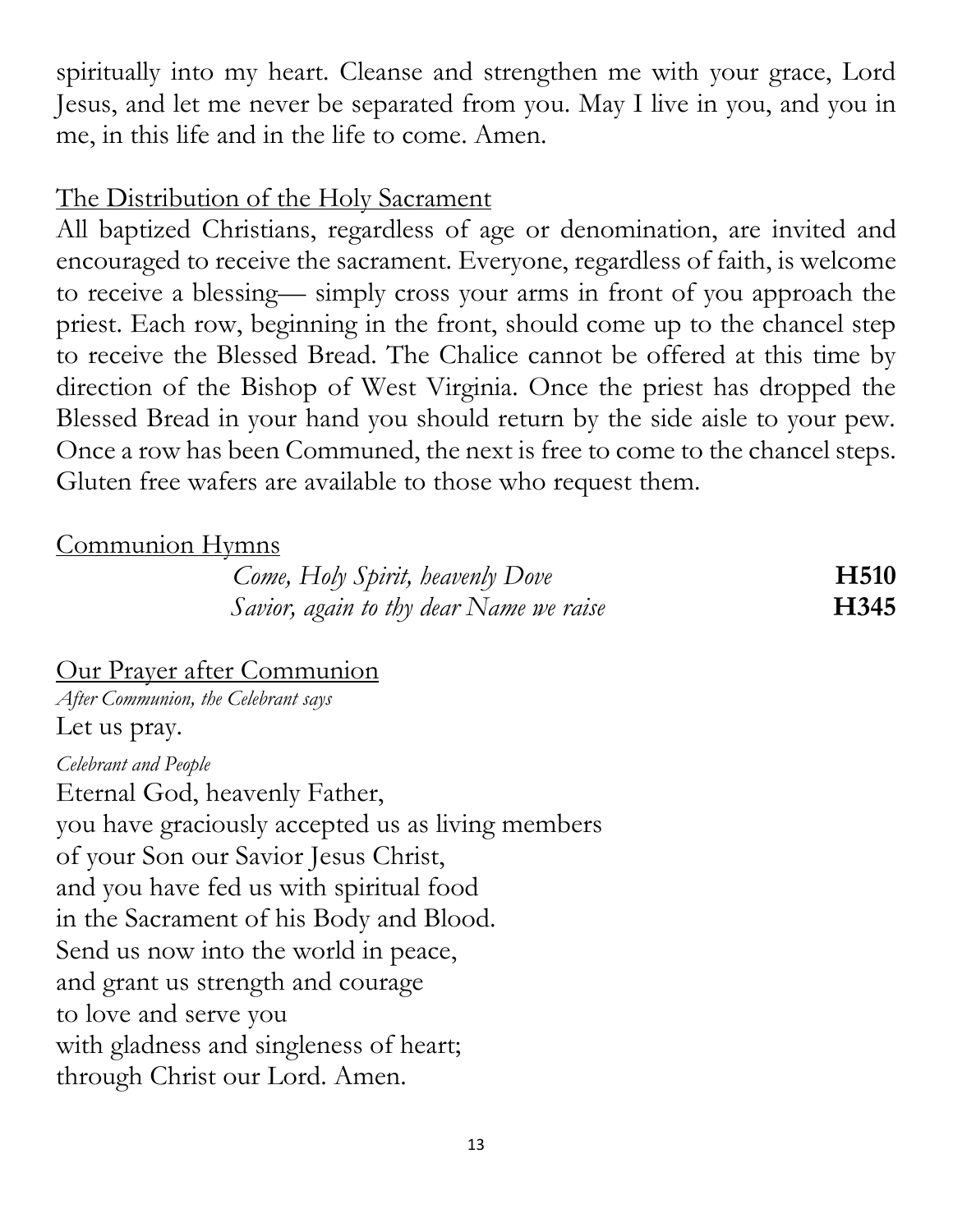spiritually into my heart. Cleanse and strengthen me with your grace, Lord Jesus, and let me never be separated from you. May I live in you, and you in me, in this life and in the life to come. Amen.

## The Distribution of the Holy Sacrament

All baptized Christians, regardless of age or denomination, are invited and encouraged to receive the sacrament. Everyone, regardless of faith, is welcome to receive a blessing— simply cross your arms in front of you approach the priest. Each row, beginning in the front, should come up to the chancel step to receive the Blessed Bread. The Chalice cannot be offered at this time by direction of the Bishop of West Virginia. Once the priest has dropped the Blessed Bread in your hand you should return by the side aisle to your pew. Once a row has been Communed, the next is free to come to the chancel steps. Gluten free wafers are available to those who request them.

## Communion Hymns

*Come, Holy Spirit, heavenly Dove* **H510**
*Savior, again to thy dear Name we raise* **H345**

## Our Prayer after Communion

*After Communion, the Celebrant says*
Let us pray.

*Celebrant and People*
Eternal God, heavenly Father,
you have graciously accepted us as living members
of your Son our Savior Jesus Christ,
and you have fed us with spiritual food
in the Sacrament of his Body and Blood.
Send us now into the world in peace,
and grant us strength and courage
to love and serve you
with gladness and singleness of heart;
through Christ our Lord. Amen.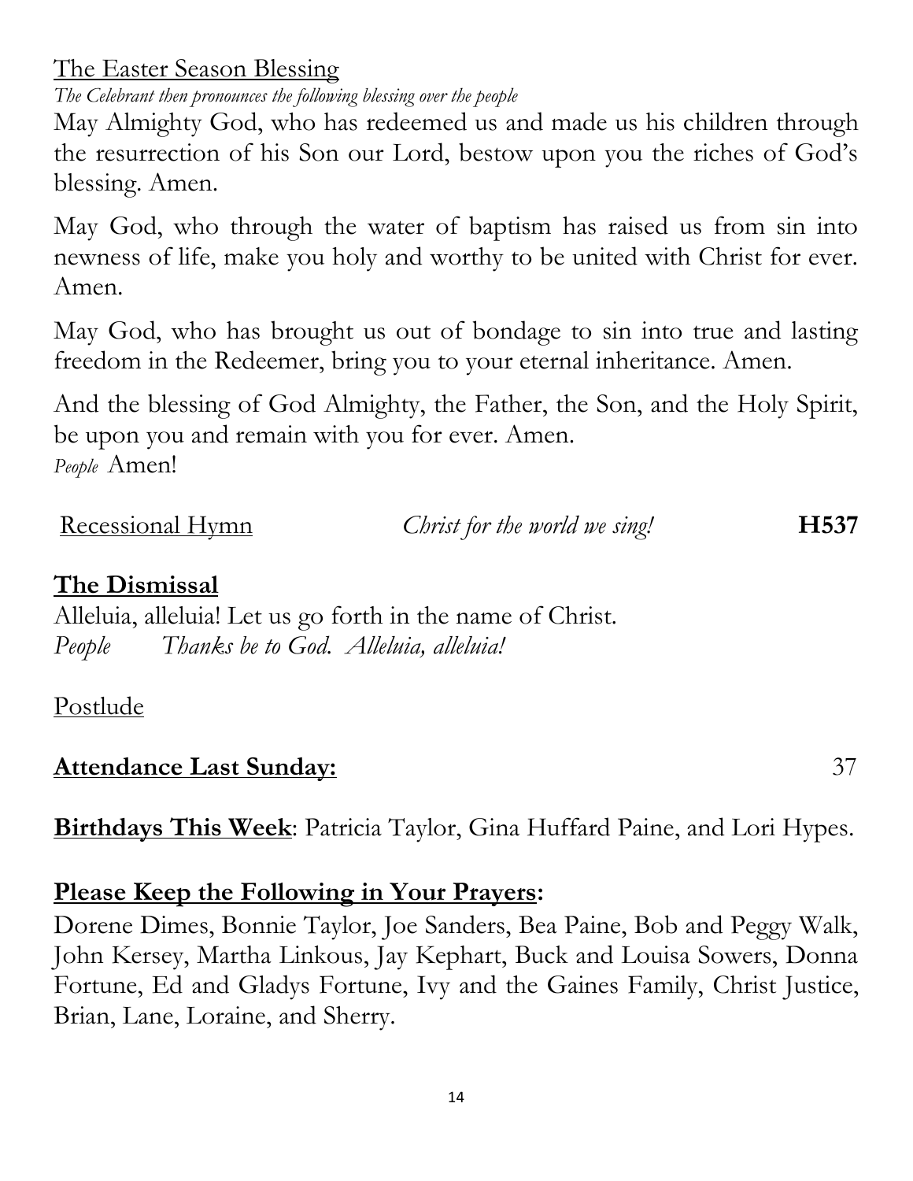The Easter Season Blessing

*The Celebrant then pronounces the following blessing over the people*

May Almighty God, who has redeemed us and made us his children through the resurrection of his Son our Lord, bestow upon you the riches of God's blessing. Amen.

May God, who through the water of baptism has raised us from sin into newness of life, make you holy and worthy to be united with Christ for ever. Amen.

May God, who has brought us out of bondage to sin into true and lasting freedom in the Redeemer, bring you to your eternal inheritance. Amen.

And the blessing of God Almighty, the Father, the Son, and the Holy Spirit, be upon you and remain with you for ever. Amen.
*People* Amen!

Recessional Hymn *Christ for the world we sing!* **H537**

**The Dismissal**

Alleluia, alleluia! Let us go forth in the name of Christ.
*People Thanks be to God. Alleluia, alleluia!*

Postlude

**Attendance Last Sunday:** 37

**Birthdays This Week**: Patricia Taylor, Gina Huffard Paine, and Lori Hypes.

**Please Keep the Following in Your Prayers:**

Dorene Dimes, Bonnie Taylor, Joe Sanders, Bea Paine, Bob and Peggy Walk, John Kersey, Martha Linkous, Jay Kephart, Buck and Louisa Sowers, Donna Fortune, Ed and Gladys Fortune, Ivy and the Gaines Family, Christ Justice, Brian, Lane, Loraine, and Sherry.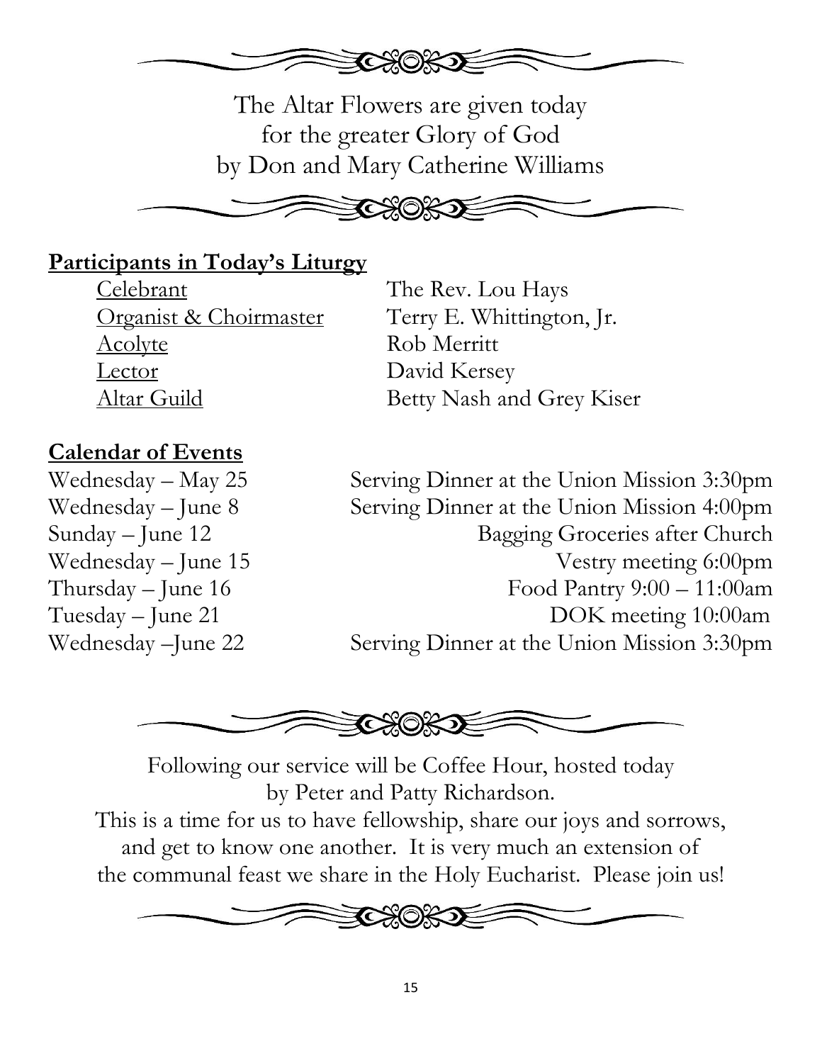The Altar Flowers are given today
for the greater Glory of God
by Don and Mary Catherine Williams

## Participants in Today's Liturgy

| | |
|---|---|
| Celebrant | The Rev. Lou Hays |
| Organist & Choirmaster | Terry E. Whittington, Jr. |
| Acolyte | Rob Merritt |
| Lector | David Kersey |
| Altar Guild | Betty Nash and Grey Kiser |

## Calendar of Events

| | |
|---|---|
| Wednesday – May 25 | Serving Dinner at the Union Mission 3:30pm |
| Wednesday – June 8 | Serving Dinner at the Union Mission 4:00pm |
| Sunday – June 12 | Bagging Groceries after Church |
| Wednesday – June 15 | Vestry meeting 6:00pm |
| Thursday – June 16 | Food Pantry 9:00 – 11:00am |
| Tuesday – June 21 | DOK meeting 10:00am |
| Wednesday –June 22 | Serving Dinner at the Union Mission 3:30pm |

Following our service will be Coffee Hour, hosted today
by Peter and Patty Richardson.
This is a time for us to have fellowship, share our joys and sorrows,
and get to know one another. It is very much an extension of
the communal feast we share in the Holy Eucharist. Please join us!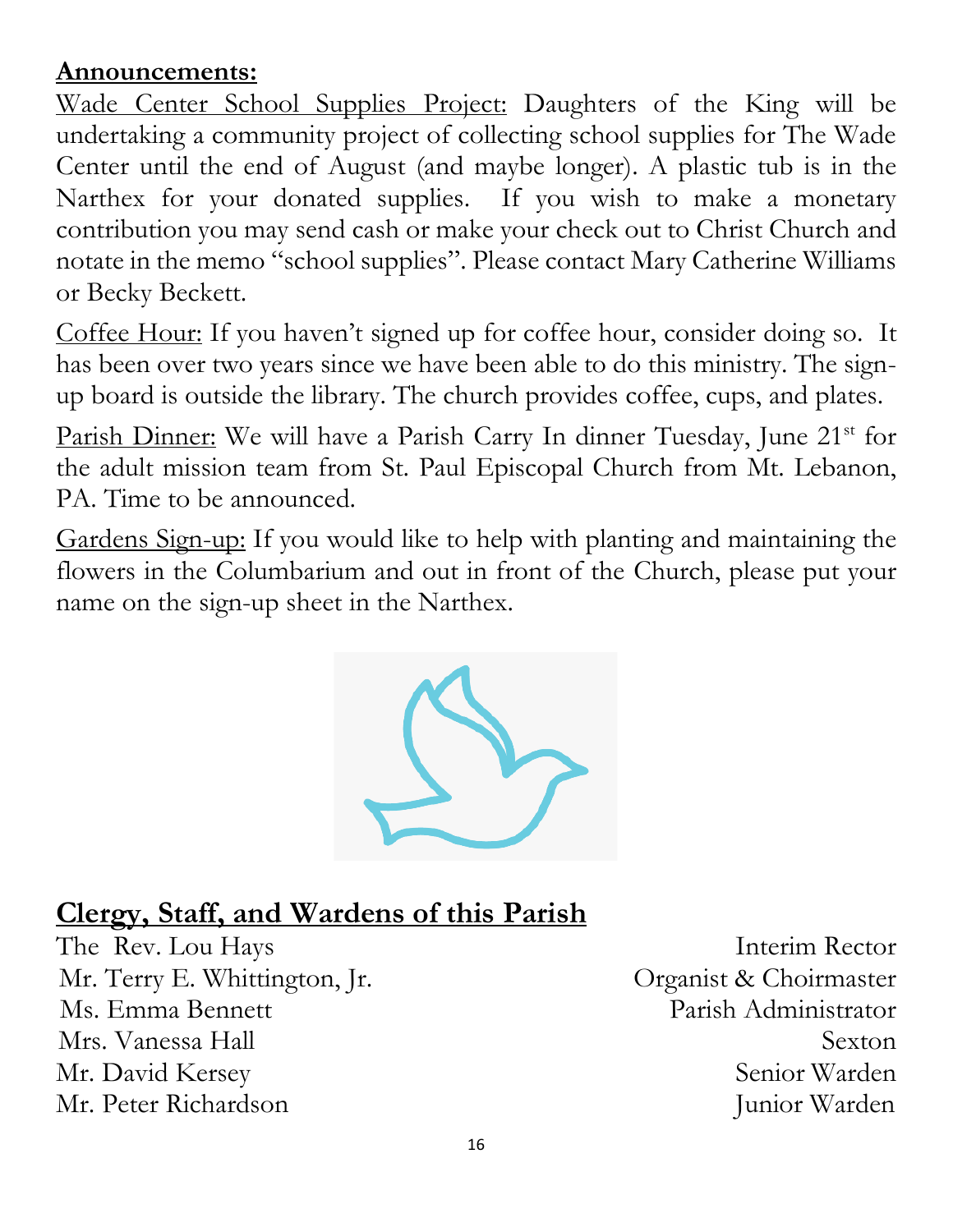**Announcements:**

Wade Center School Supplies Project: Daughters of the King will be undertaking a community project of collecting school supplies for The Wade Center until the end of August (and maybe longer). A plastic tub is in the Narthex for your donated supplies. If you wish to make a monetary contribution you may send cash or make your check out to Christ Church and notate in the memo "school supplies". Please contact Mary Catherine Williams or Becky Beckett.

Coffee Hour: If you haven't signed up for coffee hour, consider doing so. It has been over two years since we have been able to do this ministry. The sign-up board is outside the library. The church provides coffee, cups, and plates.

Parish Dinner: We will have a Parish Carry In dinner Tuesday, June 21st for the adult mission team from St. Paul Episcopal Church from Mt. Lebanon, PA. Time to be announced.

Gardens Sign-up: If you would like to help with planting and maintaining the flowers in the Columbarium and out in front of the Church, please put your name on the sign-up sheet in the Narthex.

## Clergy, Staff, and Wardens of this Parish

| | |
|---|---|
| The Rev. Lou Hays | Interim Rector |
| Mr. Terry E. Whittington, Jr. | Organist & Choirmaster |
| Ms. Emma Bennett | Parish Administrator |
| Mrs. Vanessa Hall | Sexton |
| Mr. David Kersey | Senior Warden |
| Mr. Peter Richardson | Junior Warden |